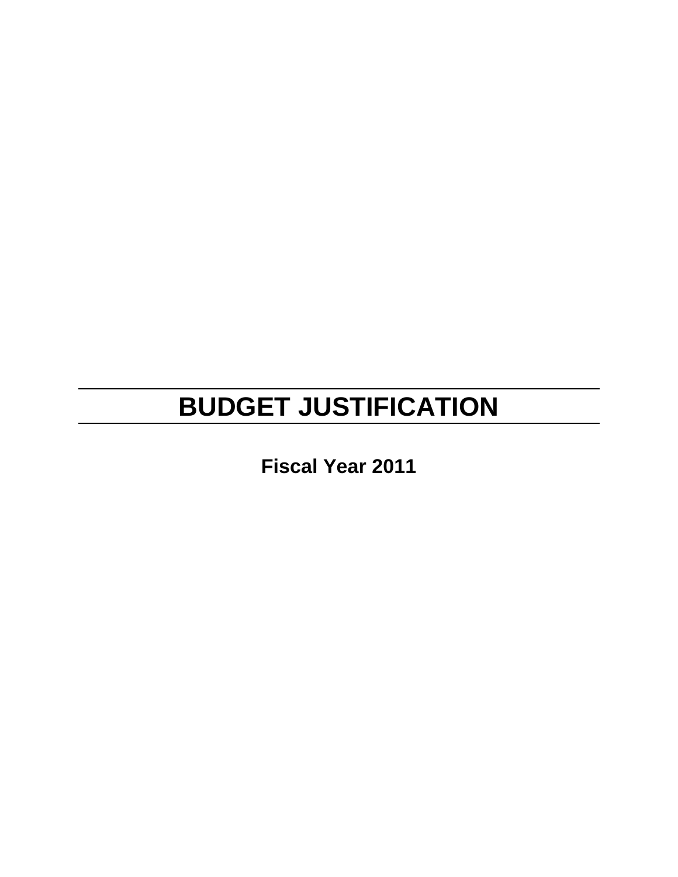# BUDGET JUSTIFICATION

**Fiscal Year 2011**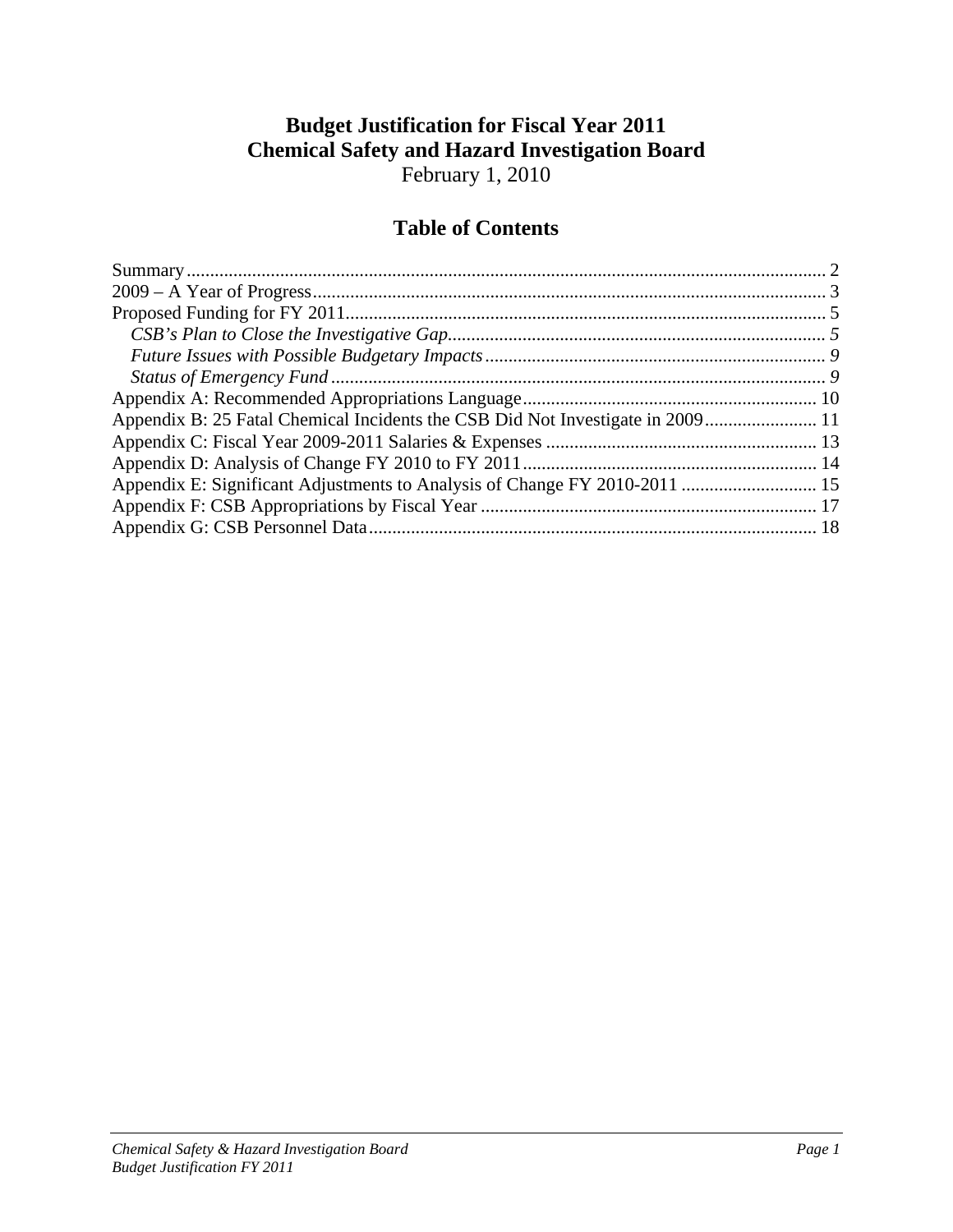# Budget Justification for Fiscal Year 2011
# Chemical Safety and Hazard Investigation Board

February 1, 2010

## Table of Contents

Summary ........................................................................................................................... 2
2009 – A Year of Progress............................................................................................. 3
Proposed Funding for FY 2011...................................................................................... 5
   *CSB's Plan to Close the Investigative Gap................................................................. 5*
   *Future Issues with Possible Budgetary Impacts......................................................... 9*
   *Status of Emergency Fund .......................................................................................... 9*
Appendix A: Recommended Appropriations Language............................................... 10
Appendix B: 25 Fatal Chemical Incidents the CSB Did Not Investigate in 2009........................ 11
Appendix C: Fiscal Year 2009-2011 Salaries & Expenses ........................................... 13
Appendix D: Analysis of Change FY 2010 to FY 2011............................................... 14
Appendix E: Significant Adjustments to Analysis of Change FY 2010-2011 ............................. 15
Appendix F: CSB Appropriations by Fiscal Year ........................................................ 17
Appendix G: CSB Personnel Data................................................................................ 18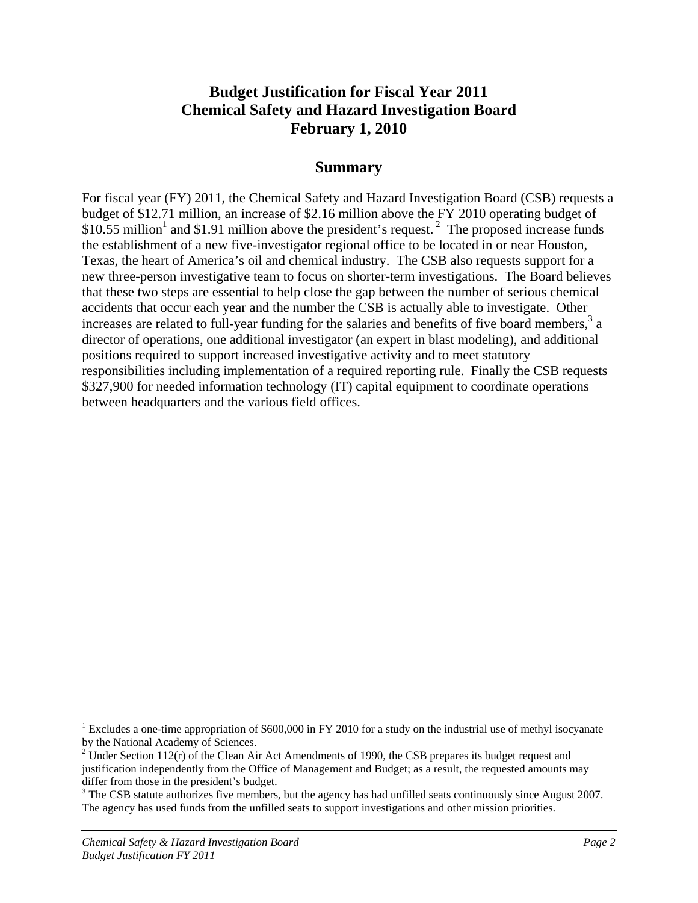# Budget Justification for Fiscal Year 2011
# Chemical Safety and Hazard Investigation Board
# February 1, 2010

## Summary

For fiscal year (FY) 2011, the Chemical Safety and Hazard Investigation Board (CSB) requests a budget of $12.71 million, an increase of $2.16 million above the FY 2010 operating budget of $10.55 million[1] and $1.91 million above the president's request.[2] The proposed increase funds the establishment of a new five-investigator regional office to be located in or near Houston, Texas, the heart of America's oil and chemical industry. The CSB also requests support for a new three-person investigative team to focus on shorter-term investigations. The Board believes that these two steps are essential to help close the gap between the number of serious chemical accidents that occur each year and the number the CSB is actually able to investigate. Other increases are related to full-year funding for the salaries and benefits of five board members,[3] a director of operations, one additional investigator (an expert in blast modeling), and additional positions required to support increased investigative activity and to meet statutory responsibilities including implementation of a required reporting rule. Finally the CSB requests $327,900 for needed information technology (IT) capital equipment to coordinate operations between headquarters and the various field offices.

---

[1] Excludes a one-time appropriation of $600,000 in FY 2010 for a study on the industrial use of methyl isocyanate by the National Academy of Sciences.

[2] Under Section 112(r) of the Clean Air Act Amendments of 1990, the CSB prepares its budget request and justification independently from the Office of Management and Budget; as a result, the requested amounts may differ from those in the president's budget.

[3] The CSB statute authorizes five members, but the agency has had unfilled seats continuously since August 2007. The agency has used funds from the unfilled seats to support investigations and other mission priorities.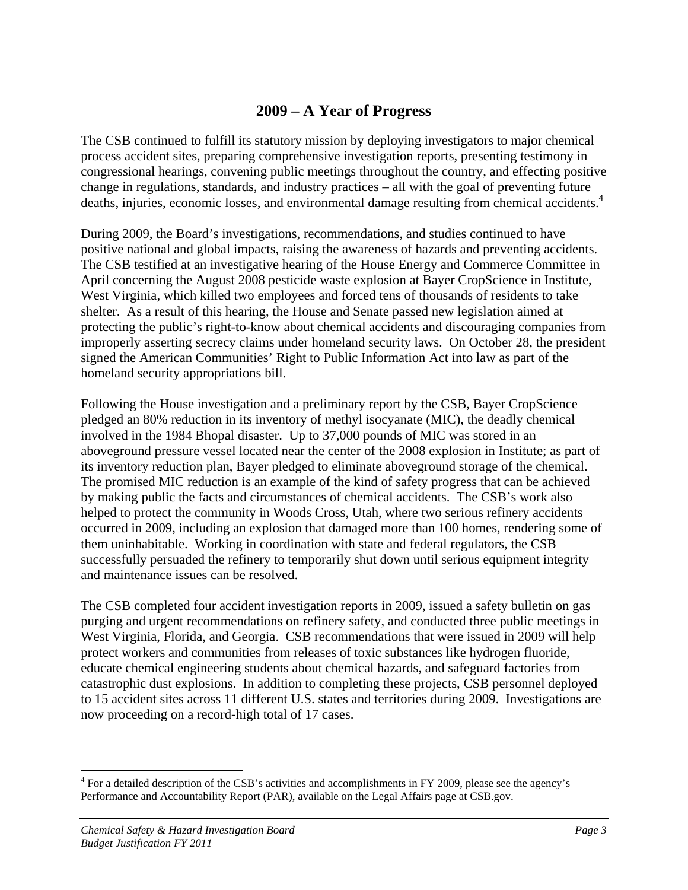## 2009 – A Year of Progress

The CSB continued to fulfill its statutory mission by deploying investigators to major chemical process accident sites, preparing comprehensive investigation reports, presenting testimony in congressional hearings, convening public meetings throughout the country, and effecting positive change in regulations, standards, and industry practices – all with the goal of preventing future deaths, injuries, economic losses, and environmental damage resulting from chemical accidents.[4]

During 2009, the Board's investigations, recommendations, and studies continued to have positive national and global impacts, raising the awareness of hazards and preventing accidents. The CSB testified at an investigative hearing of the House Energy and Commerce Committee in April concerning the August 2008 pesticide waste explosion at Bayer CropScience in Institute, West Virginia, which killed two employees and forced tens of thousands of residents to take shelter. As a result of this hearing, the House and Senate passed new legislation aimed at protecting the public's right-to-know about chemical accidents and discouraging companies from improperly asserting secrecy claims under homeland security laws. On October 28, the president signed the American Communities' Right to Public Information Act into law as part of the homeland security appropriations bill.

Following the House investigation and a preliminary report by the CSB, Bayer CropScience pledged an 80% reduction in its inventory of methyl isocyanate (MIC), the deadly chemical involved in the 1984 Bhopal disaster. Up to 37,000 pounds of MIC was stored in an aboveground pressure vessel located near the center of the 2008 explosion in Institute; as part of its inventory reduction plan, Bayer pledged to eliminate aboveground storage of the chemical. The promised MIC reduction is an example of the kind of safety progress that can be achieved by making public the facts and circumstances of chemical accidents. The CSB's work also helped to protect the community in Woods Cross, Utah, where two serious refinery accidents occurred in 2009, including an explosion that damaged more than 100 homes, rendering some of them uninhabitable. Working in coordination with state and federal regulators, the CSB successfully persuaded the refinery to temporarily shut down until serious equipment integrity and maintenance issues can be resolved.

The CSB completed four accident investigation reports in 2009, issued a safety bulletin on gas purging and urgent recommendations on refinery safety, and conducted three public meetings in West Virginia, Florida, and Georgia. CSB recommendations that were issued in 2009 will help protect workers and communities from releases of toxic substances like hydrogen fluoride, educate chemical engineering students about chemical hazards, and safeguard factories from catastrophic dust explosions. In addition to completing these projects, CSB personnel deployed to 15 accident sites across 11 different U.S. states and territories during 2009. Investigations are now proceeding on a record-high total of 17 cases.

---

[4] For a detailed description of the CSB's activities and accomplishments in FY 2009, please see the agency's Performance and Accountability Report (PAR), available on the Legal Affairs page at CSB.gov.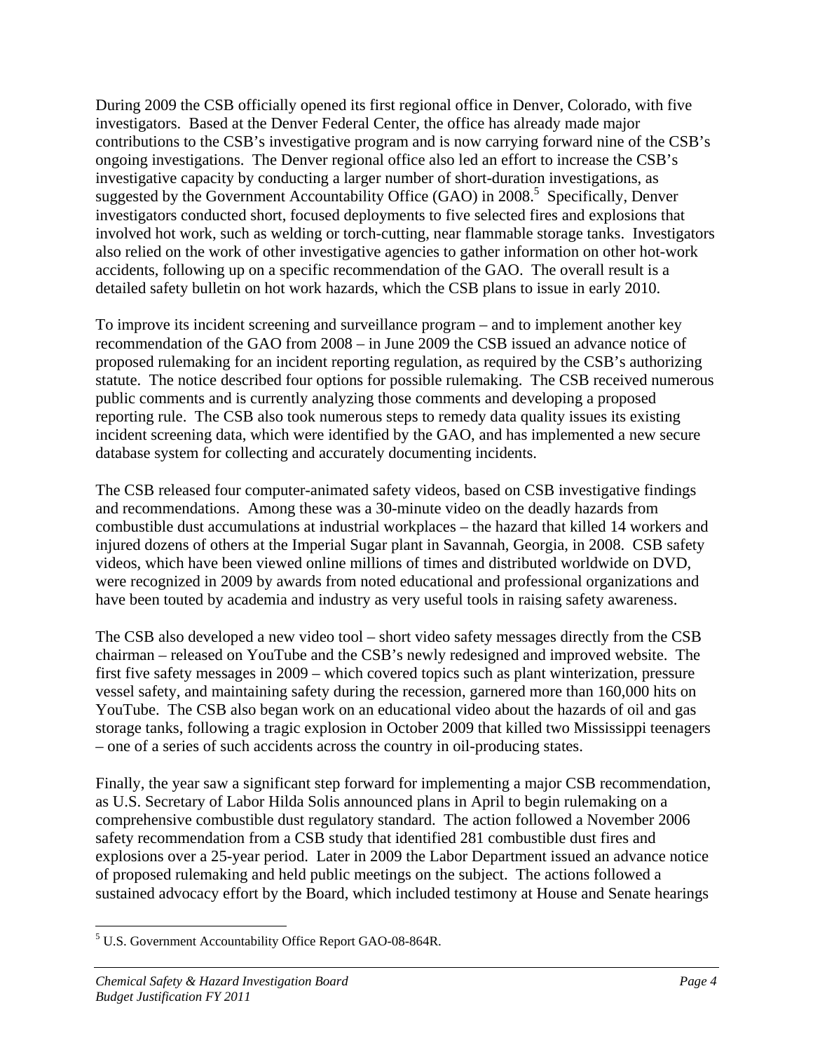During 2009 the CSB officially opened its first regional office in Denver, Colorado, with five investigators. Based at the Denver Federal Center, the office has already made major contributions to the CSB's investigative program and is now carrying forward nine of the CSB's ongoing investigations. The Denver regional office also led an effort to increase the CSB's investigative capacity by conducting a larger number of short-duration investigations, as suggested by the Government Accountability Office (GAO) in 2008.[5] Specifically, Denver investigators conducted short, focused deployments to five selected fires and explosions that involved hot work, such as welding or torch-cutting, near flammable storage tanks. Investigators also relied on the work of other investigative agencies to gather information on other hot-work accidents, following up on a specific recommendation of the GAO. The overall result is a detailed safety bulletin on hot work hazards, which the CSB plans to issue in early 2010.

To improve its incident screening and surveillance program – and to implement another key recommendation of the GAO from 2008 – in June 2009 the CSB issued an advance notice of proposed rulemaking for an incident reporting regulation, as required by the CSB's authorizing statute. The notice described four options for possible rulemaking. The CSB received numerous public comments and is currently analyzing those comments and developing a proposed reporting rule. The CSB also took numerous steps to remedy data quality issues its existing incident screening data, which were identified by the GAO, and has implemented a new secure database system for collecting and accurately documenting incidents.

The CSB released four computer-animated safety videos, based on CSB investigative findings and recommendations. Among these was a 30-minute video on the deadly hazards from combustible dust accumulations at industrial workplaces – the hazard that killed 14 workers and injured dozens of others at the Imperial Sugar plant in Savannah, Georgia, in 2008. CSB safety videos, which have been viewed online millions of times and distributed worldwide on DVD, were recognized in 2009 by awards from noted educational and professional organizations and have been touted by academia and industry as very useful tools in raising safety awareness.

The CSB also developed a new video tool – short video safety messages directly from the CSB chairman – released on YouTube and the CSB's newly redesigned and improved website. The first five safety messages in 2009 – which covered topics such as plant winterization, pressure vessel safety, and maintaining safety during the recession, garnered more than 160,000 hits on YouTube. The CSB also began work on an educational video about the hazards of oil and gas storage tanks, following a tragic explosion in October 2009 that killed two Mississippi teenagers – one of a series of such accidents across the country in oil-producing states.

Finally, the year saw a significant step forward for implementing a major CSB recommendation, as U.S. Secretary of Labor Hilda Solis announced plans in April to begin rulemaking on a comprehensive combustible dust regulatory standard. The action followed a November 2006 safety recommendation from a CSB study that identified 281 combustible dust fires and explosions over a 25-year period. Later in 2009 the Labor Department issued an advance notice of proposed rulemaking and held public meetings on the subject. The actions followed a sustained advocacy effort by the Board, which included testimony at House and Senate hearings

[5] U.S. Government Accountability Office Report GAO-08-864R.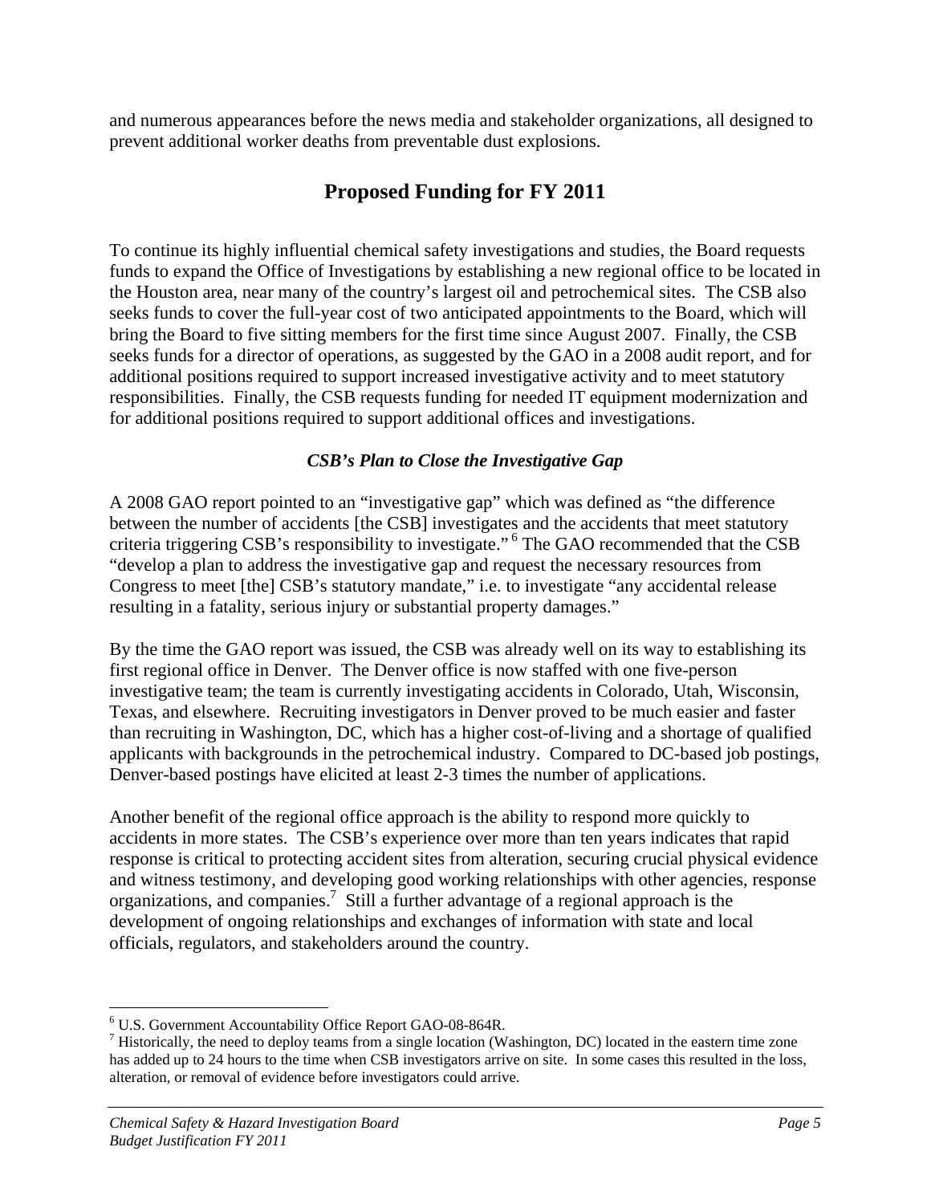and numerous appearances before the news media and stakeholder organizations, all designed to prevent additional worker deaths from preventable dust explosions.

## Proposed Funding for FY 2011

To continue its highly influential chemical safety investigations and studies, the Board requests funds to expand the Office of Investigations by establishing a new regional office to be located in the Houston area, near many of the country's largest oil and petrochemical sites. The CSB also seeks funds to cover the full-year cost of two anticipated appointments to the Board, which will bring the Board to five sitting members for the first time since August 2007. Finally, the CSB seeks funds for a director of operations, as suggested by the GAO in a 2008 audit report, and for additional positions required to support increased investigative activity and to meet statutory responsibilities. Finally, the CSB requests funding for needed IT equipment modernization and for additional positions required to support additional offices and investigations.

### *CSB's Plan to Close the Investigative Gap*

A 2008 GAO report pointed to an "investigative gap" which was defined as "the difference between the number of accidents [the CSB] investigates and the accidents that meet statutory criteria triggering CSB's responsibility to investigate."[6] The GAO recommended that the CSB "develop a plan to address the investigative gap and request the necessary resources from Congress to meet [the] CSB's statutory mandate," i.e. to investigate "any accidental release resulting in a fatality, serious injury or substantial property damages."

By the time the GAO report was issued, the CSB was already well on its way to establishing its first regional office in Denver. The Denver office is now staffed with one five-person investigative team; the team is currently investigating accidents in Colorado, Utah, Wisconsin, Texas, and elsewhere. Recruiting investigators in Denver proved to be much easier and faster than recruiting in Washington, DC, which has a higher cost-of-living and a shortage of qualified applicants with backgrounds in the petrochemical industry. Compared to DC-based job postings, Denver-based postings have elicited at least 2-3 times the number of applications.

Another benefit of the regional office approach is the ability to respond more quickly to accidents in more states. The CSB's experience over more than ten years indicates that rapid response is critical to protecting accident sites from alteration, securing crucial physical evidence and witness testimony, and developing good working relationships with other agencies, response organizations, and companies.[7] Still a further advantage of a regional approach is the development of ongoing relationships and exchanges of information with state and local officials, regulators, and stakeholders around the country.

---

[6] U.S. Government Accountability Office Report GAO-08-864R.

[7] Historically, the need to deploy teams from a single location (Washington, DC) located in the eastern time zone has added up to 24 hours to the time when CSB investigators arrive on site. In some cases this resulted in the loss, alteration, or removal of evidence before investigators could arrive.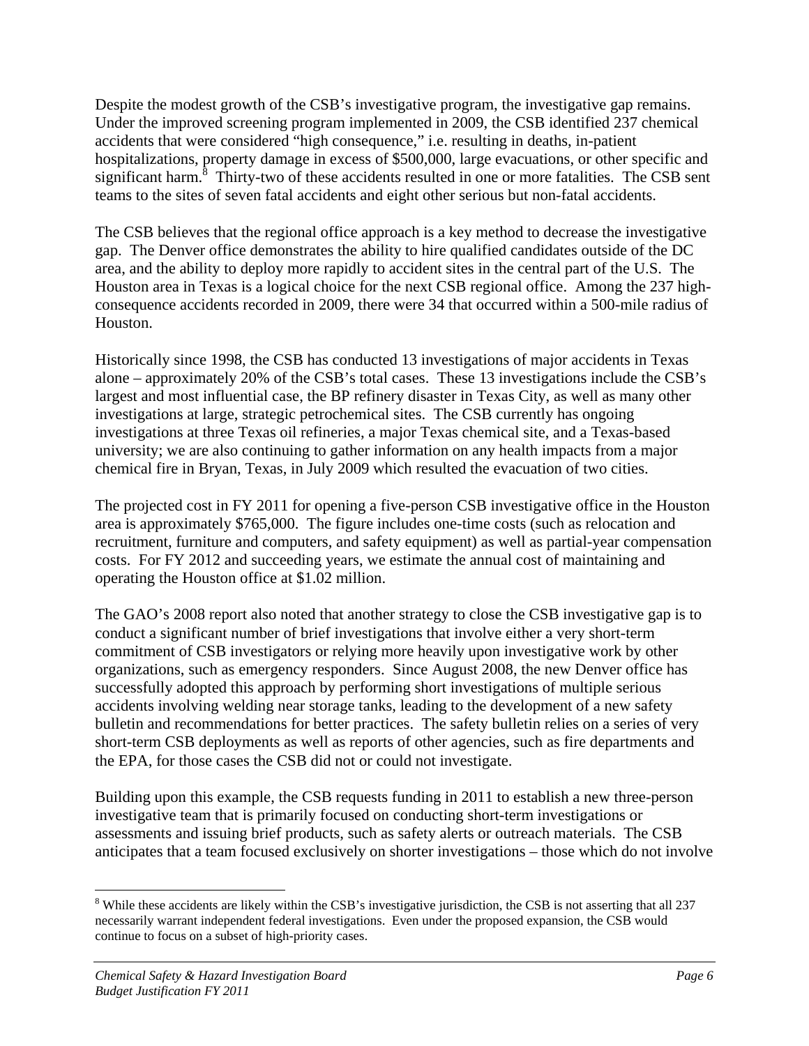Despite the modest growth of the CSB's investigative program, the investigative gap remains. Under the improved screening program implemented in 2009, the CSB identified 237 chemical accidents that were considered "high consequence," i.e. resulting in deaths, in-patient hospitalizations, property damage in excess of $500,000, large evacuations, or other specific and significant harm.[8] Thirty-two of these accidents resulted in one or more fatalities. The CSB sent teams to the sites of seven fatal accidents and eight other serious but non-fatal accidents.

The CSB believes that the regional office approach is a key method to decrease the investigative gap. The Denver office demonstrates the ability to hire qualified candidates outside of the DC area, and the ability to deploy more rapidly to accident sites in the central part of the U.S. The Houston area in Texas is a logical choice for the next CSB regional office. Among the 237 high-consequence accidents recorded in 2009, there were 34 that occurred within a 500-mile radius of Houston.

Historically since 1998, the CSB has conducted 13 investigations of major accidents in Texas alone – approximately 20% of the CSB's total cases. These 13 investigations include the CSB's largest and most influential case, the BP refinery disaster in Texas City, as well as many other investigations at large, strategic petrochemical sites. The CSB currently has ongoing investigations at three Texas oil refineries, a major Texas chemical site, and a Texas-based university; we are also continuing to gather information on any health impacts from a major chemical fire in Bryan, Texas, in July 2009 which resulted the evacuation of two cities.

The projected cost in FY 2011 for opening a five-person CSB investigative office in the Houston area is approximately $765,000. The figure includes one-time costs (such as relocation and recruitment, furniture and computers, and safety equipment) as well as partial-year compensation costs. For FY 2012 and succeeding years, we estimate the annual cost of maintaining and operating the Houston office at $1.02 million.

The GAO's 2008 report also noted that another strategy to close the CSB investigative gap is to conduct a significant number of brief investigations that involve either a very short-term commitment of CSB investigators or relying more heavily upon investigative work by other organizations, such as emergency responders. Since August 2008, the new Denver office has successfully adopted this approach by performing short investigations of multiple serious accidents involving welding near storage tanks, leading to the development of a new safety bulletin and recommendations for better practices. The safety bulletin relies on a series of very short-term CSB deployments as well as reports of other agencies, such as fire departments and the EPA, for those cases the CSB did not or could not investigate.

Building upon this example, the CSB requests funding in 2011 to establish a new three-person investigative team that is primarily focused on conducting short-term investigations or assessments and issuing brief products, such as safety alerts or outreach materials. The CSB anticipates that a team focused exclusively on shorter investigations – those which do not involve

---

[8] While these accidents are likely within the CSB's investigative jurisdiction, the CSB is not asserting that all 237 necessarily warrant independent federal investigations. Even under the proposed expansion, the CSB would continue to focus on a subset of high-priority cases.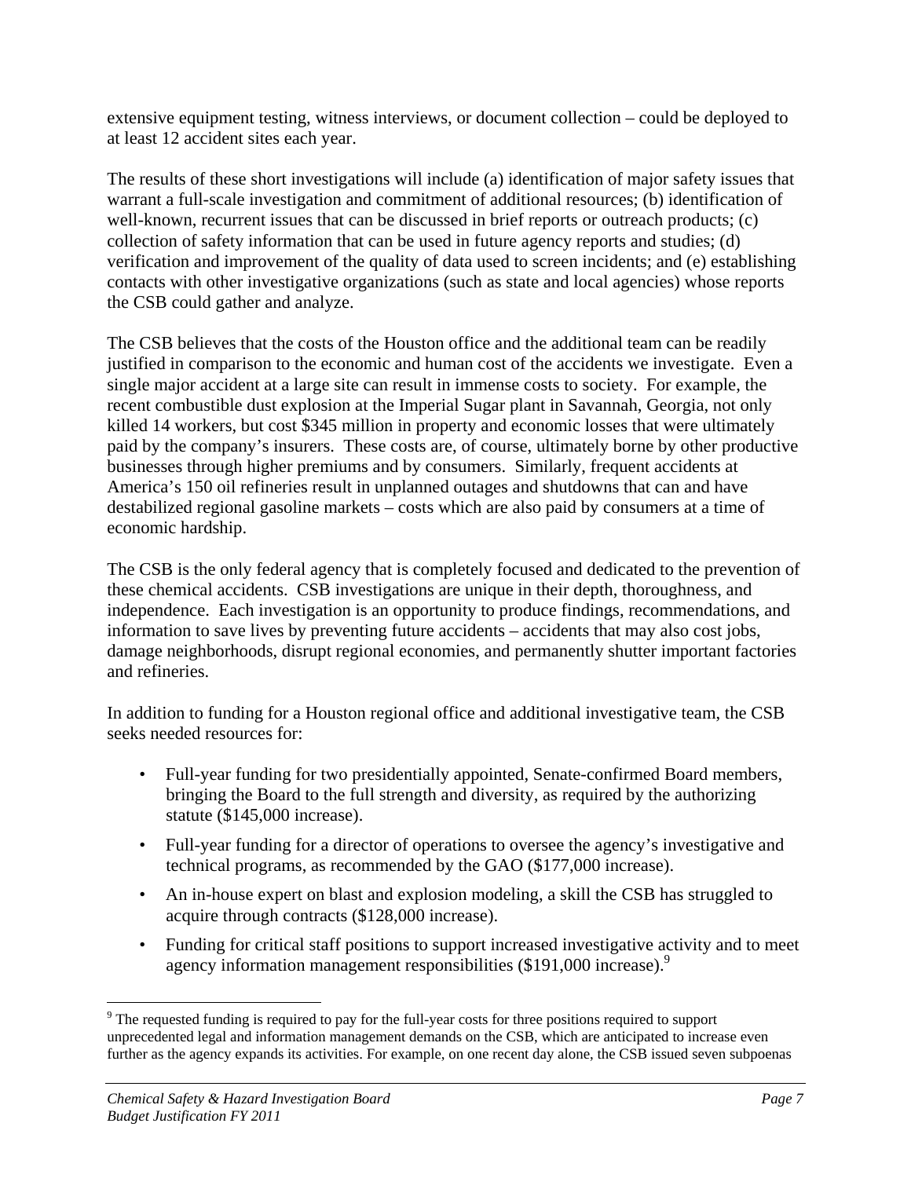extensive equipment testing, witness interviews, or document collection – could be deployed to at least 12 accident sites each year.

The results of these short investigations will include (a) identification of major safety issues that warrant a full-scale investigation and commitment of additional resources; (b) identification of well-known, recurrent issues that can be discussed in brief reports or outreach products; (c) collection of safety information that can be used in future agency reports and studies; (d) verification and improvement of the quality of data used to screen incidents; and (e) establishing contacts with other investigative organizations (such as state and local agencies) whose reports the CSB could gather and analyze.

The CSB believes that the costs of the Houston office and the additional team can be readily justified in comparison to the economic and human cost of the accidents we investigate. Even a single major accident at a large site can result in immense costs to society. For example, the recent combustible dust explosion at the Imperial Sugar plant in Savannah, Georgia, not only killed 14 workers, but cost $345 million in property and economic losses that were ultimately paid by the company's insurers. These costs are, of course, ultimately borne by other productive businesses through higher premiums and by consumers. Similarly, frequent accidents at America's 150 oil refineries result in unplanned outages and shutdowns that can and have destabilized regional gasoline markets – costs which are also paid by consumers at a time of economic hardship.

The CSB is the only federal agency that is completely focused and dedicated to the prevention of these chemical accidents. CSB investigations are unique in their depth, thoroughness, and independence. Each investigation is an opportunity to produce findings, recommendations, and information to save lives by preventing future accidents – accidents that may also cost jobs, damage neighborhoods, disrupt regional economies, and permanently shutter important factories and refineries.

In addition to funding for a Houston regional office and additional investigative team, the CSB seeks needed resources for:

- Full-year funding for two presidentially appointed, Senate-confirmed Board members, bringing the Board to the full strength and diversity, as required by the authorizing statute ($145,000 increase).
- Full-year funding for a director of operations to oversee the agency's investigative and technical programs, as recommended by the GAO ($177,000 increase).
- An in-house expert on blast and explosion modeling, a skill the CSB has struggled to acquire through contracts ($128,000 increase).
- Funding for critical staff positions to support increased investigative activity and to meet agency information management responsibilities ($191,000 increase).[9]

---

[9] The requested funding is required to pay for the full-year costs for three positions required to support unprecedented legal and information management demands on the CSB, which are anticipated to increase even further as the agency expands its activities. For example, on one recent day alone, the CSB issued seven subpoenas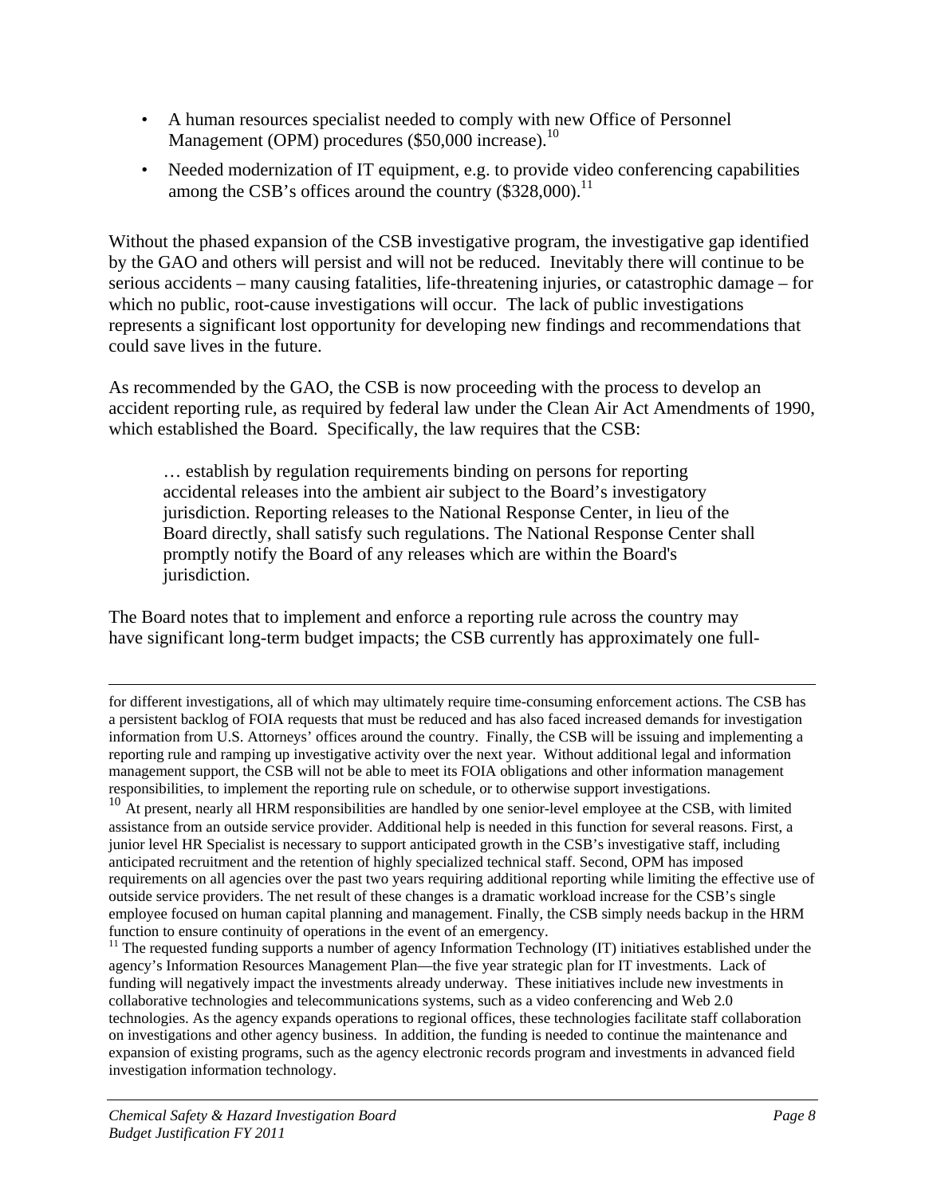- A human resources specialist needed to comply with new Office of Personnel Management (OPM) procedures ($50,000 increase).[10]
- Needed modernization of IT equipment, e.g. to provide video conferencing capabilities among the CSB's offices around the country ($328,000).[11]

Without the phased expansion of the CSB investigative program, the investigative gap identified by the GAO and others will persist and will not be reduced. Inevitably there will continue to be serious accidents – many causing fatalities, life-threatening injuries, or catastrophic damage – for which no public, root-cause investigations will occur. The lack of public investigations represents a significant lost opportunity for developing new findings and recommendations that could save lives in the future.

As recommended by the GAO, the CSB is now proceeding with the process to develop an accident reporting rule, as required by federal law under the Clean Air Act Amendments of 1990, which established the Board. Specifically, the law requires that the CSB:

> … establish by regulation requirements binding on persons for reporting accidental releases into the ambient air subject to the Board's investigatory jurisdiction. Reporting releases to the National Response Center, in lieu of the Board directly, shall satisfy such regulations. The National Response Center shall promptly notify the Board of any releases which are within the Board's jurisdiction.

The Board notes that to implement and enforce a reporting rule across the country may have significant long-term budget impacts; the CSB currently has approximately one full-

---

for different investigations, all of which may ultimately require time-consuming enforcement actions. The CSB has a persistent backlog of FOIA requests that must be reduced and has also faced increased demands for investigation information from U.S. Attorneys' offices around the country. Finally, the CSB will be issuing and implementing a reporting rule and ramping up investigative activity over the next year. Without additional legal and information management support, the CSB will not be able to meet its FOIA obligations and other information management responsibilities, to implement the reporting rule on schedule, or to otherwise support investigations.

[10] At present, nearly all HRM responsibilities are handled by one senior-level employee at the CSB, with limited assistance from an outside service provider. Additional help is needed in this function for several reasons. First, a junior level HR Specialist is necessary to support anticipated growth in the CSB's investigative staff, including anticipated recruitment and the retention of highly specialized technical staff. Second, OPM has imposed requirements on all agencies over the past two years requiring additional reporting while limiting the effective use of outside service providers. The net result of these changes is a dramatic workload increase for the CSB's single employee focused on human capital planning and management. Finally, the CSB simply needs backup in the HRM function to ensure continuity of operations in the event of an emergency.

[11] The requested funding supports a number of agency Information Technology (IT) initiatives established under the agency's Information Resources Management Plan—the five year strategic plan for IT investments. Lack of funding will negatively impact the investments already underway. These initiatives include new investments in collaborative technologies and telecommunications systems, such as a video conferencing and Web 2.0 technologies. As the agency expands operations to regional offices, these technologies facilitate staff collaboration on investigations and other agency business. In addition, the funding is needed to continue the maintenance and expansion of existing programs, such as the agency electronic records program and investments in advanced field investigation information technology.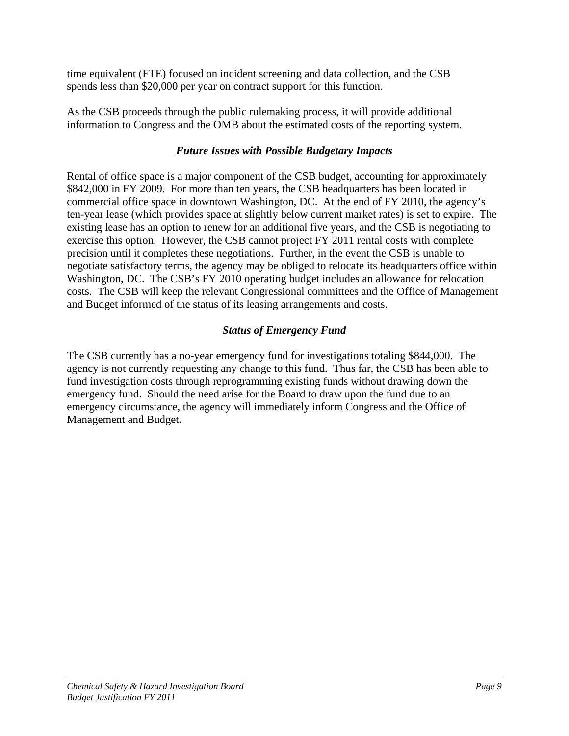time equivalent (FTE) focused on incident screening and data collection, and the CSB spends less than $20,000 per year on contract support for this function.

As the CSB proceeds through the public rulemaking process, it will provide additional information to Congress and the OMB about the estimated costs of the reporting system.

### *Future Issues with Possible Budgetary Impacts*

Rental of office space is a major component of the CSB budget, accounting for approximately $842,000 in FY 2009. For more than ten years, the CSB headquarters has been located in commercial office space in downtown Washington, DC. At the end of FY 2010, the agency's ten-year lease (which provides space at slightly below current market rates) is set to expire. The existing lease has an option to renew for an additional five years, and the CSB is negotiating to exercise this option. However, the CSB cannot project FY 2011 rental costs with complete precision until it completes these negotiations. Further, in the event the CSB is unable to negotiate satisfactory terms, the agency may be obliged to relocate its headquarters office within Washington, DC. The CSB's FY 2010 operating budget includes an allowance for relocation costs. The CSB will keep the relevant Congressional committees and the Office of Management and Budget informed of the status of its leasing arrangements and costs.

### *Status of Emergency Fund*

The CSB currently has a no-year emergency fund for investigations totaling $844,000. The agency is not currently requesting any change to this fund. Thus far, the CSB has been able to fund investigation costs through reprogramming existing funds without drawing down the emergency fund. Should the need arise for the Board to draw upon the fund due to an emergency circumstance, the agency will immediately inform Congress and the Office of Management and Budget.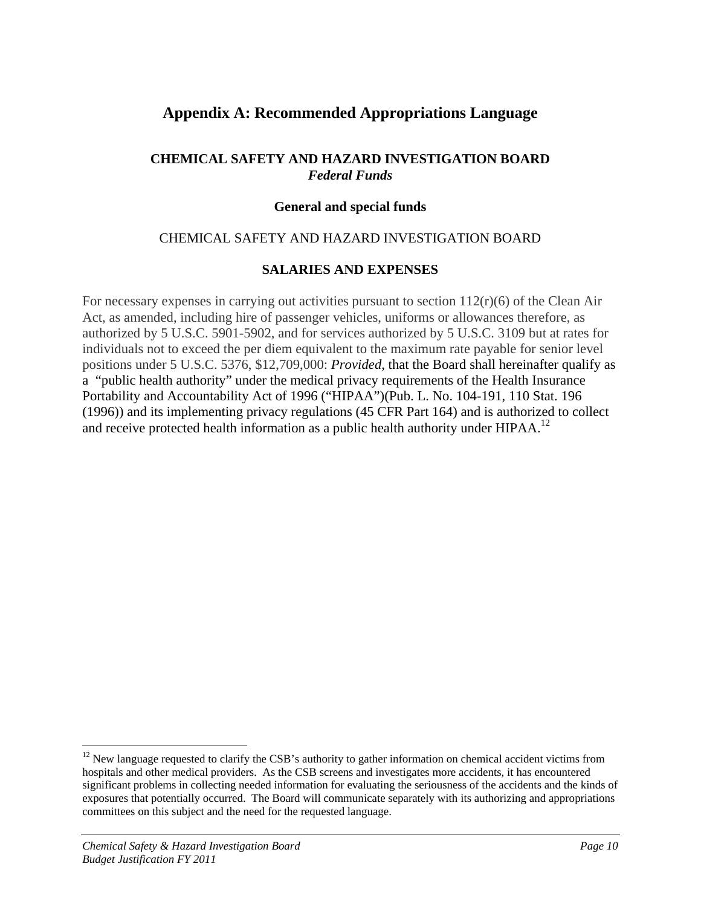# Appendix A: Recommended Appropriations Language

**CHEMICAL SAFETY AND HAZARD INVESTIGATION BOARD**
***Federal Funds***

**General and special funds**

CHEMICAL SAFETY AND HAZARD INVESTIGATION BOARD

**SALARIES AND EXPENSES**

For necessary expenses in carrying out activities pursuant to section 112(r)(6) of the Clean Air Act, as amended, including hire of passenger vehicles, uniforms or allowances therefore, as authorized by 5 U.S.C. 5901-5902, and for services authorized by 5 U.S.C. 3109 but at rates for individuals not to exceed the per diem equivalent to the maximum rate payable for senior level positions under 5 U.S.C. 5376, $12,709,000: *Provided*, that the Board shall hereinafter qualify as a "public health authority" under the medical privacy requirements of the Health Insurance Portability and Accountability Act of 1996 ("HIPAA")(Pub. L. No. 104-191, 110 Stat. 196 (1996)) and its implementing privacy regulations (45 CFR Part 164) and is authorized to collect and receive protected health information as a public health authority under HIPAA.[12]

---

[12] New language requested to clarify the CSB's authority to gather information on chemical accident victims from hospitals and other medical providers. As the CSB screens and investigates more accidents, it has encountered significant problems in collecting needed information for evaluating the seriousness of the accidents and the kinds of exposures that potentially occurred. The Board will communicate separately with its authorizing and appropriations committees on this subject and the need for the requested language.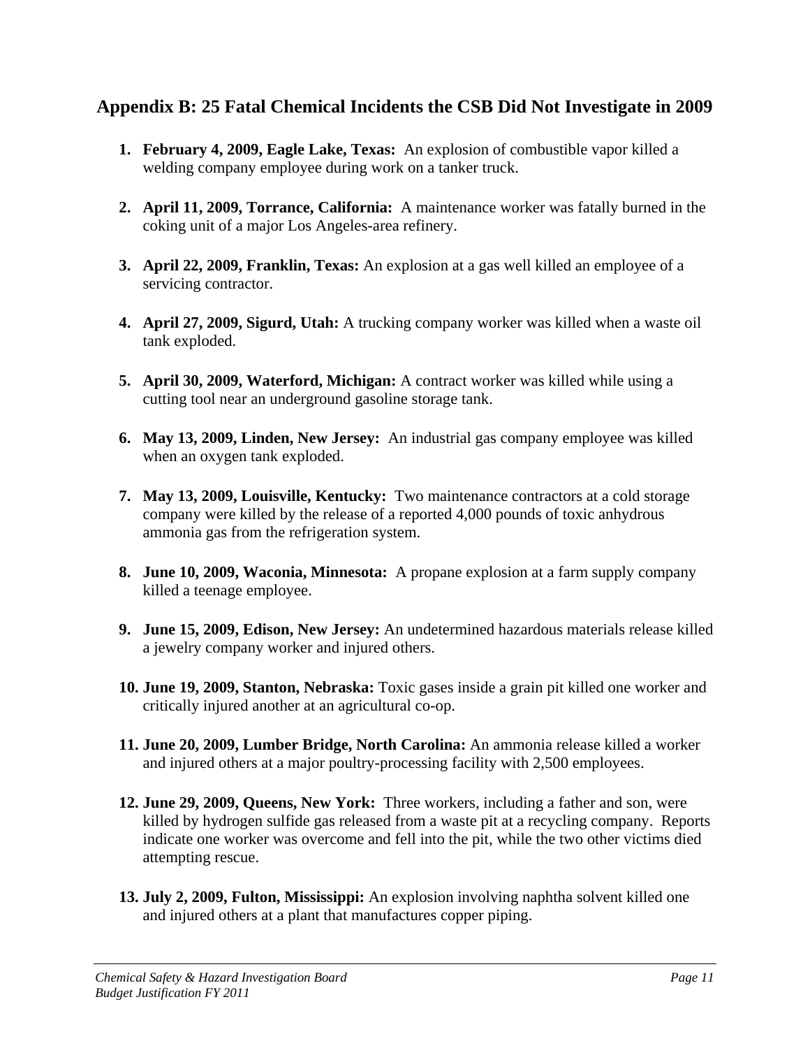## Appendix B: 25 Fatal Chemical Incidents the CSB Did Not Investigate in 2009

1. **February 4, 2009, Eagle Lake, Texas:** An explosion of combustible vapor killed a welding company employee during work on a tanker truck.

2. **April 11, 2009, Torrance, California:** A maintenance worker was fatally burned in the coking unit of a major Los Angeles-area refinery.

3. **April 22, 2009, Franklin, Texas:** An explosion at a gas well killed an employee of a servicing contractor.

4. **April 27, 2009, Sigurd, Utah:** A trucking company worker was killed when a waste oil tank exploded.

5. **April 30, 2009, Waterford, Michigan:** A contract worker was killed while using a cutting tool near an underground gasoline storage tank.

6. **May 13, 2009, Linden, New Jersey:** An industrial gas company employee was killed when an oxygen tank exploded.

7. **May 13, 2009, Louisville, Kentucky:** Two maintenance contractors at a cold storage company were killed by the release of a reported 4,000 pounds of toxic anhydrous ammonia gas from the refrigeration system.

8. **June 10, 2009, Waconia, Minnesota:** A propane explosion at a farm supply company killed a teenage employee.

9. **June 15, 2009, Edison, New Jersey:** An undetermined hazardous materials release killed a jewelry company worker and injured others.

10. **June 19, 2009, Stanton, Nebraska:** Toxic gases inside a grain pit killed one worker and critically injured another at an agricultural co-op.

11. **June 20, 2009, Lumber Bridge, North Carolina:** An ammonia release killed a worker and injured others at a major poultry-processing facility with 2,500 employees.

12. **June 29, 2009, Queens, New York:** Three workers, including a father and son, were killed by hydrogen sulfide gas released from a waste pit at a recycling company. Reports indicate one worker was overcome and fell into the pit, while the two other victims died attempting rescue.

13. **July 2, 2009, Fulton, Mississippi:** An explosion involving naphtha solvent killed one and injured others at a plant that manufactures copper piping.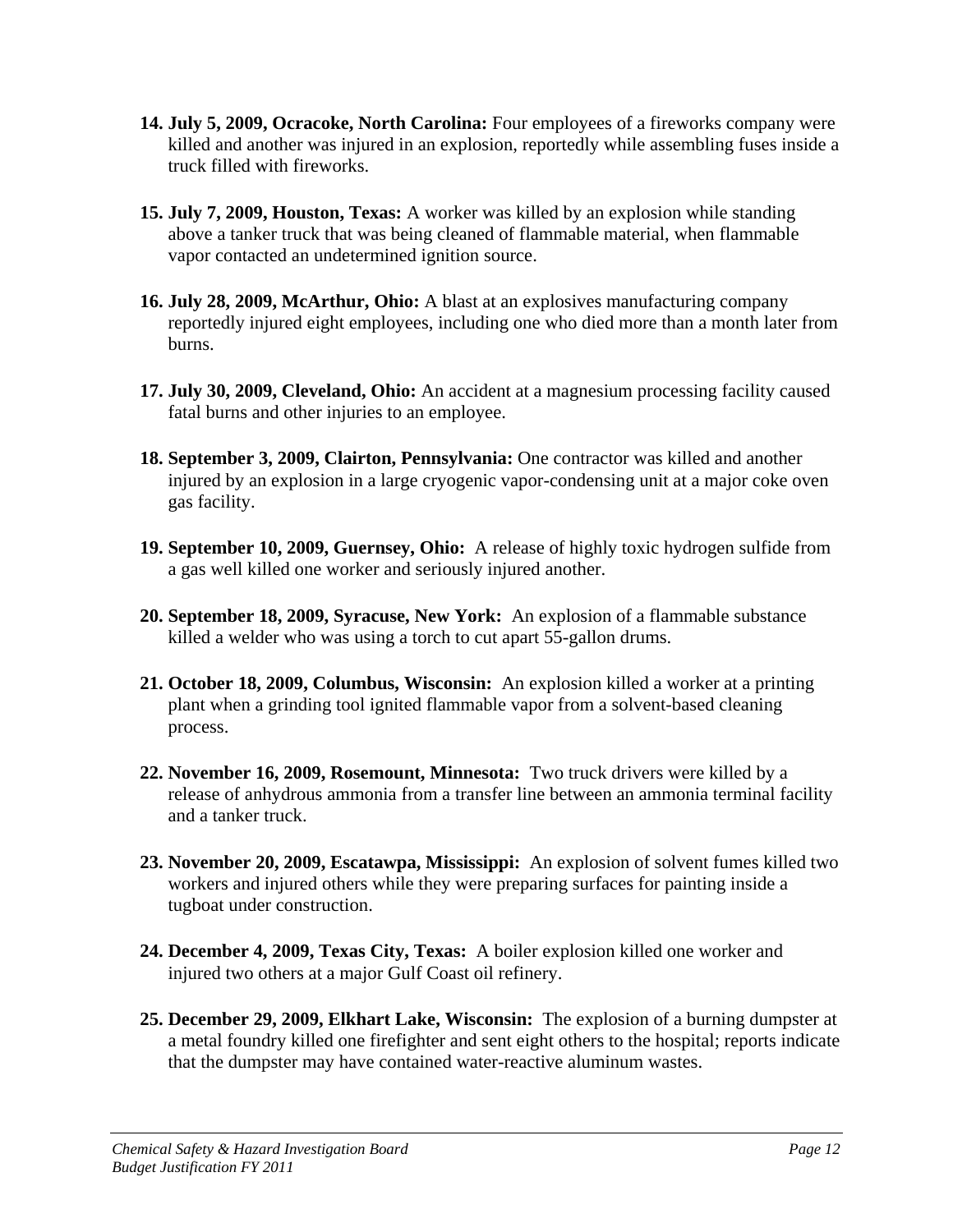14. **July 5, 2009, Ocracoke, North Carolina:** Four employees of a fireworks company were killed and another was injured in an explosion, reportedly while assembling fuses inside a truck filled with fireworks.

15. **July 7, 2009, Houston, Texas:** A worker was killed by an explosion while standing above a tanker truck that was being cleaned of flammable material, when flammable vapor contacted an undetermined ignition source.

16. **July 28, 2009, McArthur, Ohio:** A blast at an explosives manufacturing company reportedly injured eight employees, including one who died more than a month later from burns.

17. **July 30, 2009, Cleveland, Ohio:** An accident at a magnesium processing facility caused fatal burns and other injuries to an employee.

18. **September 3, 2009, Clairton, Pennsylvania:** One contractor was killed and another injured by an explosion in a large cryogenic vapor-condensing unit at a major coke oven gas facility.

19. **September 10, 2009, Guernsey, Ohio:** A release of highly toxic hydrogen sulfide from a gas well killed one worker and seriously injured another.

20. **September 18, 2009, Syracuse, New York:** An explosion of a flammable substance killed a welder who was using a torch to cut apart 55-gallon drums.

21. **October 18, 2009, Columbus, Wisconsin:** An explosion killed a worker at a printing plant when a grinding tool ignited flammable vapor from a solvent-based cleaning process.

22. **November 16, 2009, Rosemount, Minnesota:** Two truck drivers were killed by a release of anhydrous ammonia from a transfer line between an ammonia terminal facility and a tanker truck.

23. **November 20, 2009, Escatawpa, Mississippi:** An explosion of solvent fumes killed two workers and injured others while they were preparing surfaces for painting inside a tugboat under construction.

24. **December 4, 2009, Texas City, Texas:** A boiler explosion killed one worker and injured two others at a major Gulf Coast oil refinery.

25. **December 29, 2009, Elkhart Lake, Wisconsin:** The explosion of a burning dumpster at a metal foundry killed one firefighter and sent eight others to the hospital; reports indicate that the dumpster may have contained water-reactive aluminum wastes.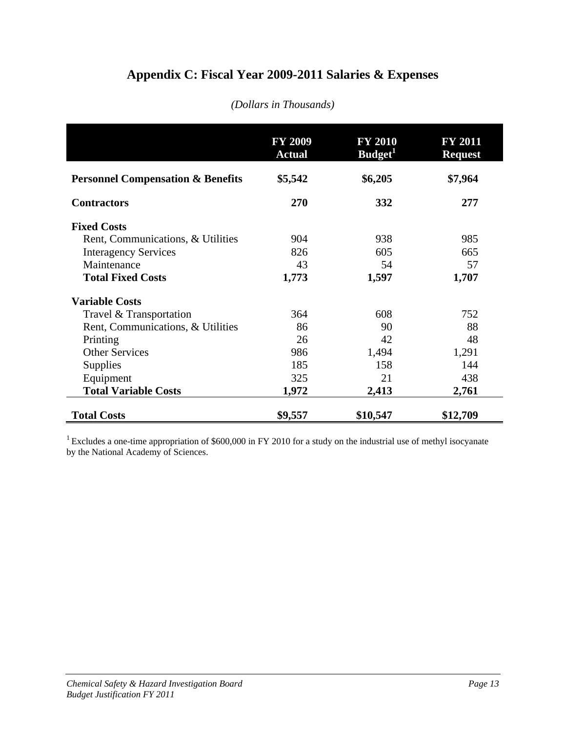# Appendix C: Fiscal Year 2009-2011 Salaries & Expenses

*(Dollars in Thousands)*

| | FY 2009 Actual | FY 2010 Budget[1] | FY 2011 Request |
|---|---|---|---|
| **Personnel Compensation & Benefits** | **$5,542** | **$6,205** | **$7,964** |
| **Contractors** | **270** | **332** | **277** |
| **Fixed Costs** | | | |
| Rent, Communications, & Utilities | 904 | 938 | 985 |
| Interagency Services | 826 | 605 | 665 |
| Maintenance | 43 | 54 | 57 |
| **Total Fixed Costs** | **1,773** | **1,597** | **1,707** |
| **Variable Costs** | | | |
| Travel & Transportation | 364 | 608 | 752 |
| Rent, Communications, & Utilities | 86 | 90 | 88 |
| Printing | 26 | 42 | 48 |
| Other Services | 986 | 1,494 | 1,291 |
| Supplies | 185 | 158 | 144 |
| Equipment | 325 | 21 | 438 |
| **Total Variable Costs** | **1,972** | **2,413** | **2,761** |
| **Total Costs** | **$9,557** | **$10,547** | **$12,709** |

[1] Excludes a one-time appropriation of $600,000 in FY 2010 for a study on the industrial use of methyl isocyanate by the National Academy of Sciences.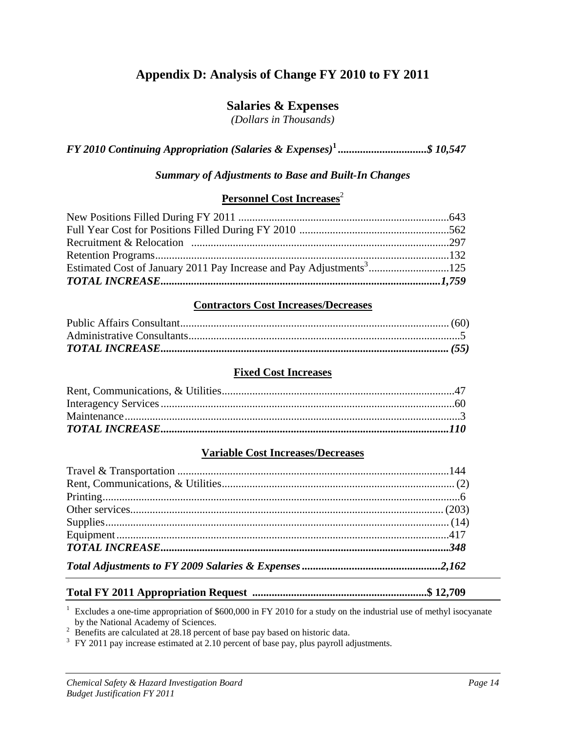# Appendix D: Analysis of Change FY 2010 to FY 2011

## Salaries & Expenses

*(Dollars in Thousands)*

***FY 2010 Continuing Appropriation (Salaries & Expenses)[1] ................................$ 10,547***

***Summary of Adjustments to Base and Built-In Changes***

**Personnel Cost Increases**[2]

| Item | Amount |
|---|---|
| New Positions Filled During FY 2011 | 643 |
| Full Year Cost for Positions Filled During FY 2010 | 562 |
| Recruitment & Relocation | 297 |
| Retention Programs | 132 |
| Estimated Cost of January 2011 Pay Increase and Pay Adjustments[3] | 125 |
| ***TOTAL INCREASE*** | ***1,759*** |

**Contractors Cost Increases/Decreases**

| Item | Amount |
|---|---|
| Public Affairs Consultant | (60) |
| Administrative Consultants | 5 |
| ***TOTAL INCREASE*** | ***(55)*** |

**Fixed Cost Increases**

| Item | Amount |
|---|---|
| Rent, Communications, & Utilities | 47 |
| Interagency Services | 60 |
| Maintenance | 3 |
| ***TOTAL INCREASE*** | ***110*** |

**Variable Cost Increases/Decreases**

| Item | Amount |
|---|---|
| Travel & Transportation | 144 |
| Rent, Communications, & Utilities | (2) |
| Printing | 6 |
| Other services | (203) |
| Supplies | (14) |
| Equipment | 417 |
| ***TOTAL INCREASE*** | ***348*** |

***Total Adjustments to FY 2009 Salaries & Expenses ..................................................2,162***

**Total FY 2011 Appropriation Request ..............................................................$ 12,709**

[1] Excludes a one-time appropriation of $600,000 in FY 2010 for a study on the industrial use of methyl isocyanate by the National Academy of Sciences.

[2] Benefits are calculated at 28.18 percent of base pay based on historic data.

[3] FY 2011 pay increase estimated at 2.10 percent of base pay, plus payroll adjustments.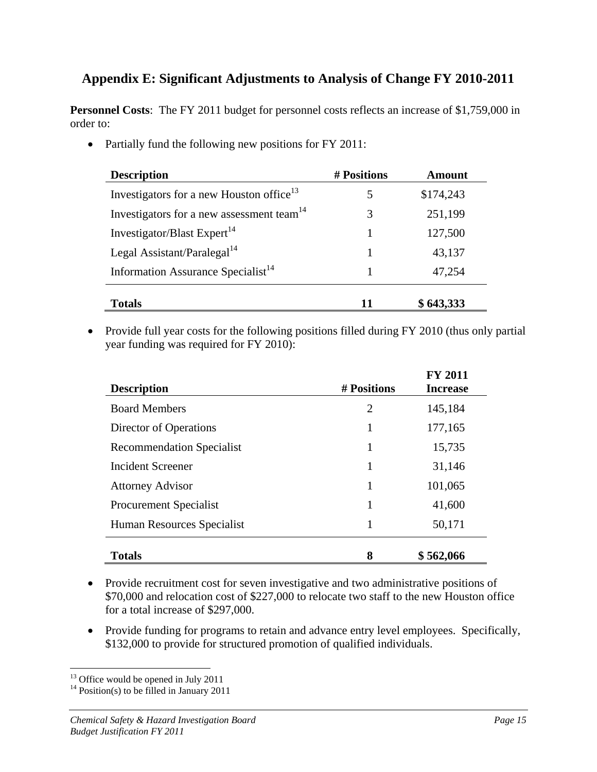## Appendix E: Significant Adjustments to Analysis of Change FY 2010-2011

**Personnel Costs**: The FY 2011 budget for personnel costs reflects an increase of $1,759,000 in order to:

- Partially fund the following new positions for FY 2011:

| Description | # Positions | Amount |
|---|---|---|
| Investigators for a new Houston office[13] | 5 | $174,243 |
| Investigators for a new assessment team[14] | 3 | 251,199 |
| Investigator/Blast Expert[14] | 1 | 127,500 |
| Legal Assistant/Paralegal[14] | 1 | 43,137 |
| Information Assurance Specialist[14] | 1 | 47,254 |
| **Totals** | **11** | **$ 643,333** |

- Provide full year costs for the following positions filled during FY 2010 (thus only partial year funding was required for FY 2010):

| Description | # Positions | FY 2011 Increase |
|---|---|---|
| Board Members | 2 | 145,184 |
| Director of Operations | 1 | 177,165 |
| Recommendation Specialist | 1 | 15,735 |
| Incident Screener | 1 | 31,146 |
| Attorney Advisor | 1 | 101,065 |
| Procurement Specialist | 1 | 41,600 |
| Human Resources Specialist | 1 | 50,171 |
| **Totals** | **8** | **$ 562,066** |

- Provide recruitment cost for seven investigative and two administrative positions of $70,000 and relocation cost of $227,000 to relocate two staff to the new Houston office for a total increase of $297,000.

- Provide funding for programs to retain and advance entry level employees. Specifically, $132,000 to provide for structured promotion of qualified individuals.

---

[13] Office would be opened in July 2011

[14] Position(s) to be filled in January 2011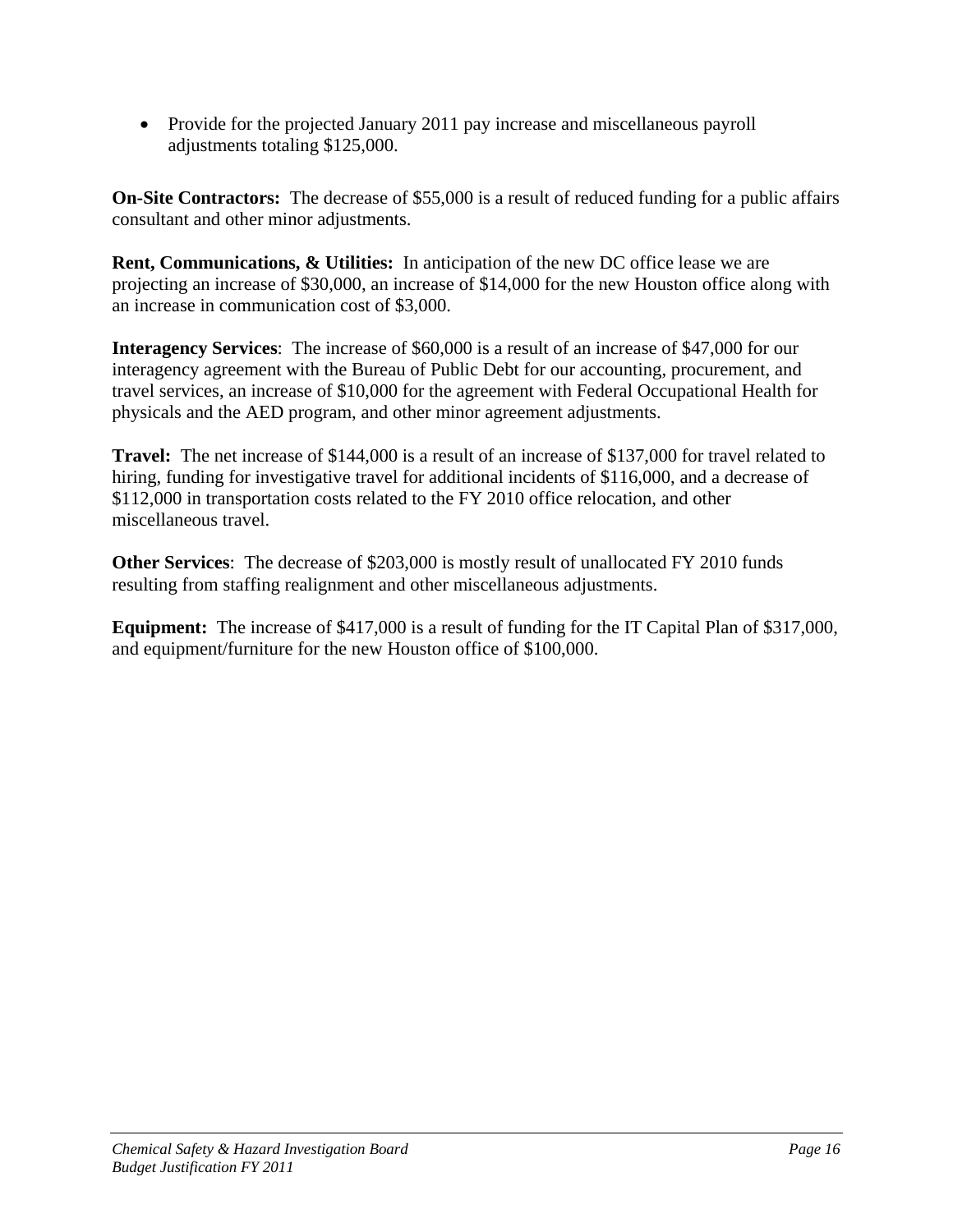- Provide for the projected January 2011 pay increase and miscellaneous payroll adjustments totaling $125,000.

**On-Site Contractors:** The decrease of $55,000 is a result of reduced funding for a public affairs consultant and other minor adjustments.

**Rent, Communications, & Utilities:** In anticipation of the new DC office lease we are projecting an increase of $30,000, an increase of $14,000 for the new Houston office along with an increase in communication cost of $3,000.

**Interagency Services**: The increase of $60,000 is a result of an increase of $47,000 for our interagency agreement with the Bureau of Public Debt for our accounting, procurement, and travel services, an increase of $10,000 for the agreement with Federal Occupational Health for physicals and the AED program, and other minor agreement adjustments.

**Travel:** The net increase of $144,000 is a result of an increase of $137,000 for travel related to hiring, funding for investigative travel for additional incidents of $116,000, and a decrease of $112,000 in transportation costs related to the FY 2010 office relocation, and other miscellaneous travel.

**Other Services**: The decrease of $203,000 is mostly result of unallocated FY 2010 funds resulting from staffing realignment and other miscellaneous adjustments.

**Equipment:** The increase of $417,000 is a result of funding for the IT Capital Plan of $317,000, and equipment/furniture for the new Houston office of $100,000.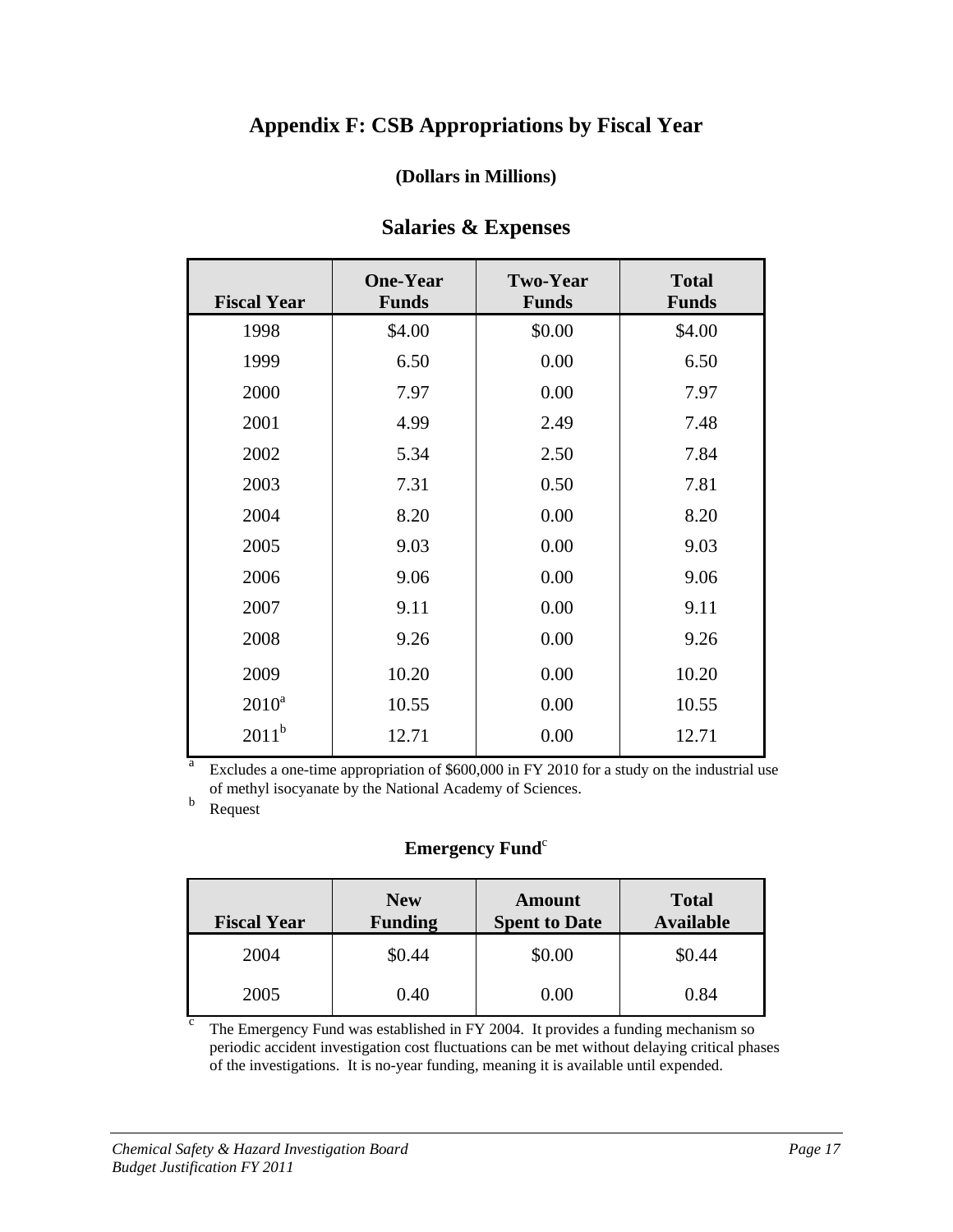# Appendix F: CSB Appropriations by Fiscal Year

**(Dollars in Millions)**

## Salaries & Expenses

| Fiscal Year | One-Year Funds | Two-Year Funds | Total Funds |
|---|---|---|---|
| 1998 | $4.00 | $0.00 | $4.00 |
| 1999 | 6.50 | 0.00 | 6.50 |
| 2000 | 7.97 | 0.00 | 7.97 |
| 2001 | 4.99 | 2.49 | 7.48 |
| 2002 | 5.34 | 2.50 | 7.84 |
| 2003 | 7.31 | 0.50 | 7.81 |
| 2004 | 8.20 | 0.00 | 8.20 |
| 2005 | 9.03 | 0.00 | 9.03 |
| 2006 | 9.06 | 0.00 | 9.06 |
| 2007 | 9.11 | 0.00 | 9.11 |
| 2008 | 9.26 | 0.00 | 9.26 |
| 2009 | 10.20 | 0.00 | 10.20 |
| 2010[a] | 10.55 | 0.00 | 10.55 |
| 2011[b] | 12.71 | 0.00 | 12.71 |

[a] Excludes a one-time appropriation of $600,000 in FY 2010 for a study on the industrial use of methyl isocyanate by the National Academy of Sciences.

[b] Request

**Emergency Fund[c]**

| Fiscal Year | New Funding | Amount Spent to Date | Total Available |
|---|---|---|---|
| 2004 | $0.44 | $0.00 | $0.44 |
| 2005 | 0.40 | 0.00 | 0.84 |

[c] The Emergency Fund was established in FY 2004. It provides a funding mechanism so periodic accident investigation cost fluctuations can be met without delaying critical phases of the investigations. It is no-year funding, meaning it is available until expended.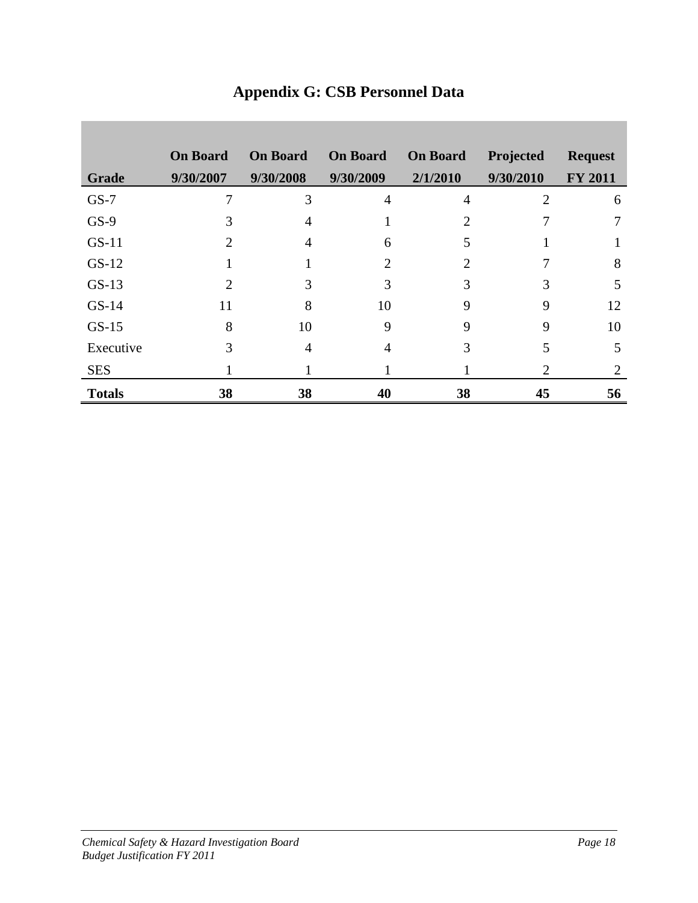# Appendix G: CSB Personnel Data

| Grade | On Board 9/30/2007 | On Board 9/30/2008 | On Board 9/30/2009 | On Board 2/1/2010 | Projected 9/30/2010 | Request FY 2011 |
|---|---|---|---|---|---|---|
| GS-7 | 7 | 3 | 4 | 4 | 2 | 6 |
| GS-9 | 3 | 4 | 1 | 2 | 7 | 7 |
| GS-11 | 2 | 4 | 6 | 5 | 1 | 1 |
| GS-12 | 1 | 1 | 2 | 2 | 7 | 8 |
| GS-13 | 2 | 3 | 3 | 3 | 3 | 5 |
| GS-14 | 11 | 8 | 10 | 9 | 9 | 12 |
| GS-15 | 8 | 10 | 9 | 9 | 9 | 10 |
| Executive | 3 | 4 | 4 | 3 | 5 | 5 |
| SES | 1 | 1 | 1 | 1 | 2 | 2 |
| **Totals** | **38** | **38** | **40** | **38** | **45** | **56** |